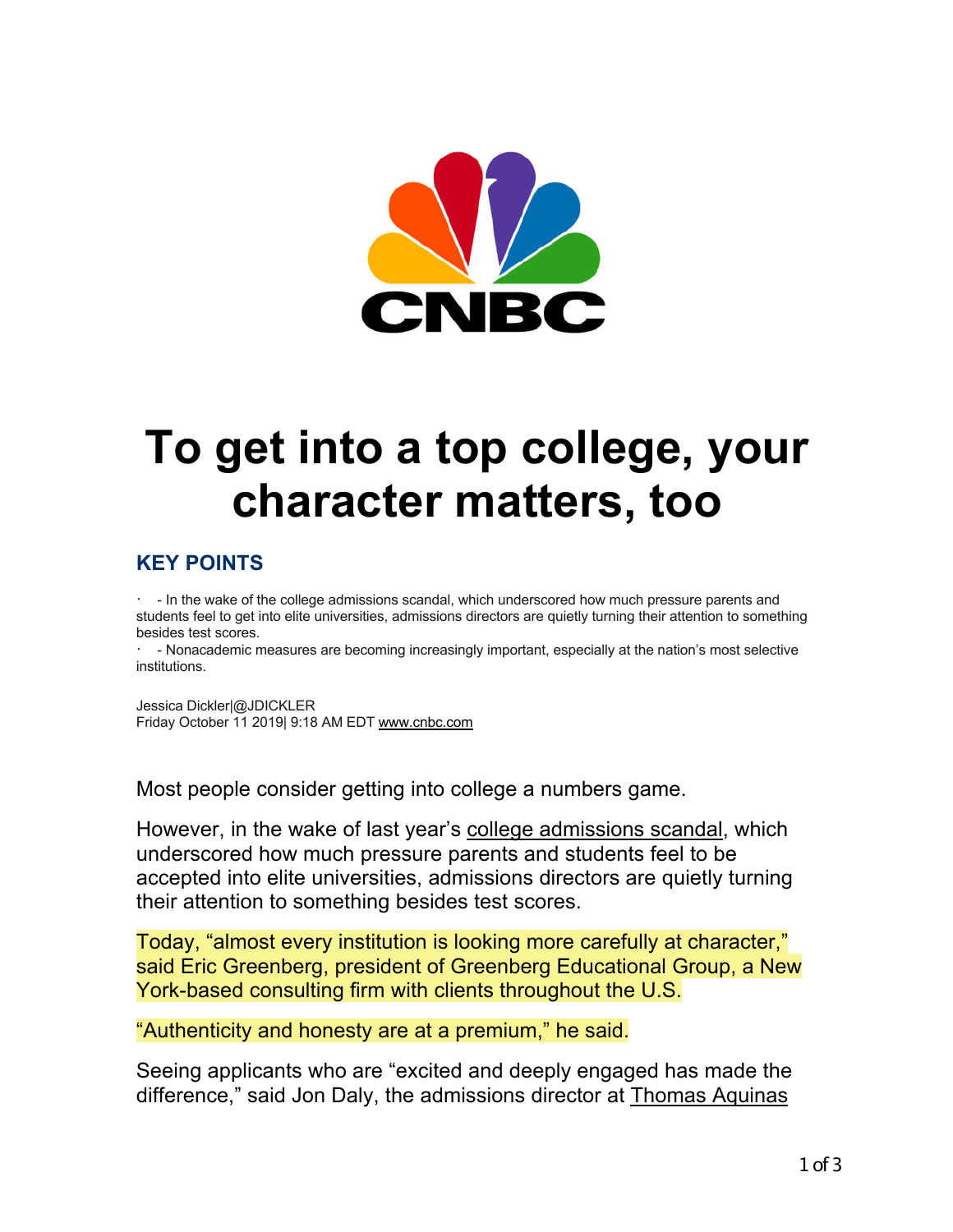# To get into a top college, your character matters, too

## KEY POINTS

- In the wake of the college admissions scandal, which underscored how much pressure parents and students feel to get into elite universities, admissions directors are quietly turning their attention to something besides test scores.
- Nonacademic measures are becoming increasingly important, especially at the nation's most selective institutions.

Jessica Dickler|@JDICKLER
Friday October 11 2019| 9:18 AM EDT www.cnbc.com

Most people consider getting into college a numbers game.

However, in the wake of last year's college admissions scandal, which underscored how much pressure parents and students feel to be accepted into elite universities, admissions directors are quietly turning their attention to something besides test scores.

Today, "almost every institution is looking more carefully at character," said Eric Greenberg, president of Greenberg Educational Group, a New York-based consulting firm with clients throughout the U.S.

"Authenticity and honesty are at a premium," he said.

Seeing applicants who are "excited and deeply engaged has made the difference," said Jon Daly, the admissions director at Thomas Aquinas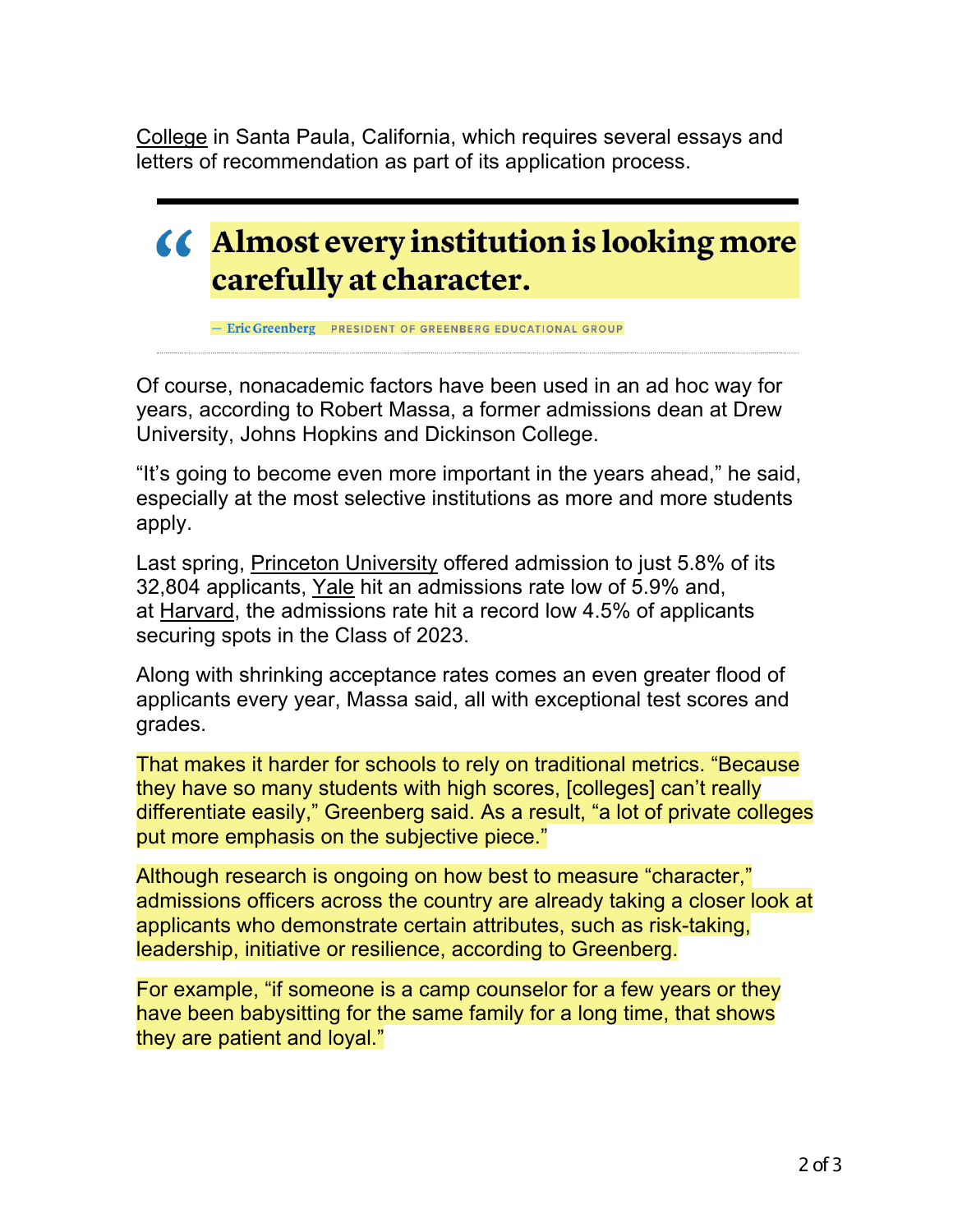College in Santa Paula, California, which requires several essays and letters of recommendation as part of its application process.

> **Almost every institution is looking more carefully at character.**
>
> — Eric Greenberg PRESIDENT OF GREENBERG EDUCATIONAL GROUP

Of course, nonacademic factors have been used in an ad hoc way for years, according to Robert Massa, a former admissions dean at Drew University, Johns Hopkins and Dickinson College.

"It's going to become even more important in the years ahead," he said, especially at the most selective institutions as more and more students apply.

Last spring, Princeton University offered admission to just 5.8% of its 32,804 applicants, Yale hit an admissions rate low of 5.9% and, at Harvard, the admissions rate hit a record low 4.5% of applicants securing spots in the Class of 2023.

Along with shrinking acceptance rates comes an even greater flood of applicants every year, Massa said, all with exceptional test scores and grades.

That makes it harder for schools to rely on traditional metrics. "Because they have so many students with high scores, [colleges] can't really differentiate easily," Greenberg said. As a result, "a lot of private colleges put more emphasis on the subjective piece."

Although research is ongoing on how best to measure "character," admissions officers across the country are already taking a closer look at applicants who demonstrate certain attributes, such as risk-taking, leadership, initiative or resilience, according to Greenberg.

For example, "if someone is a camp counselor for a few years or they have been babysitting for the same family for a long time, that shows they are patient and loyal."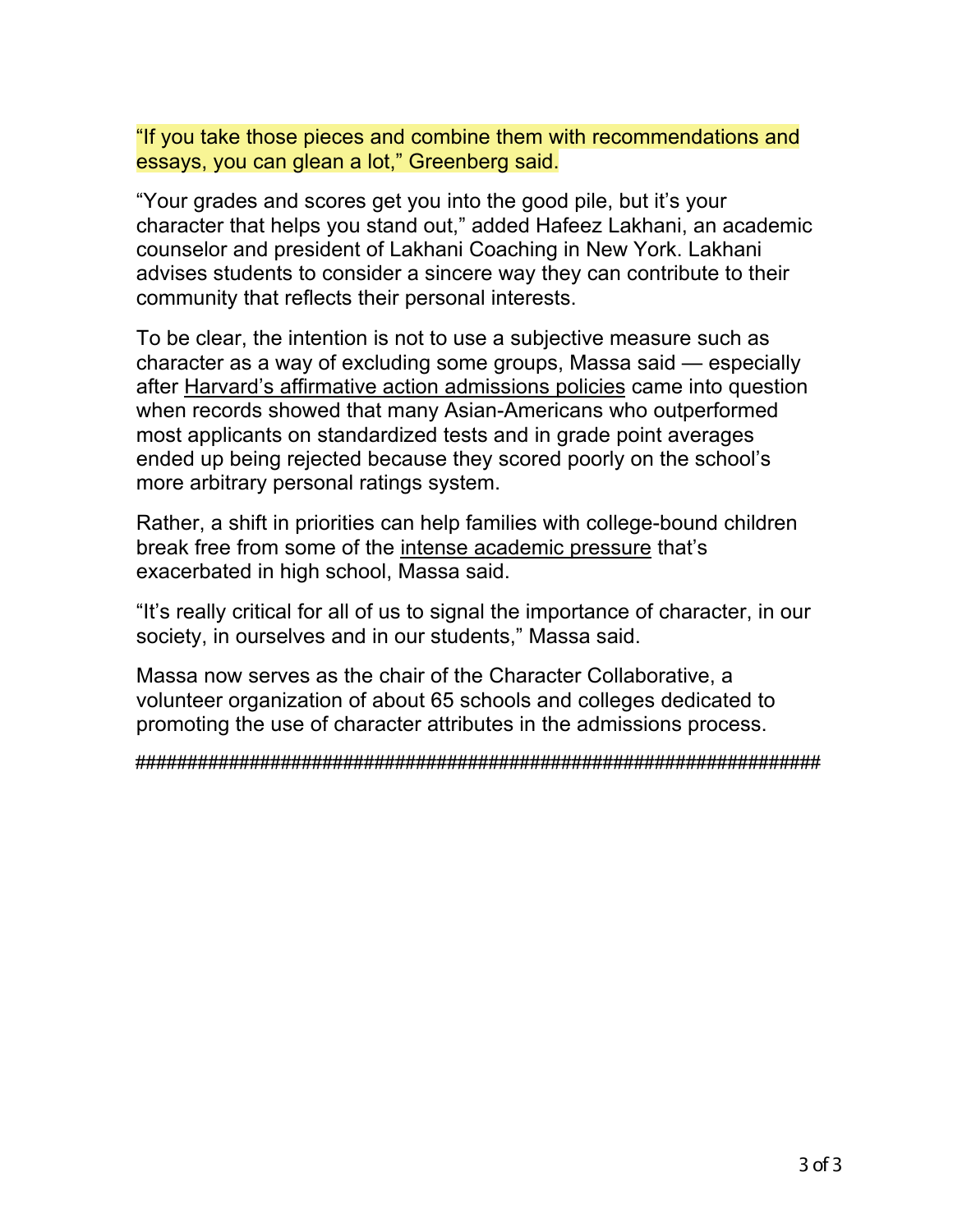"If you take those pieces and combine them with recommendations and essays, you can glean a lot," Greenberg said.

"Your grades and scores get you into the good pile, but it's your character that helps you stand out," added Hafeez Lakhani, an academic counselor and president of Lakhani Coaching in New York. Lakhani advises students to consider a sincere way they can contribute to their community that reflects their personal interests.

To be clear, the intention is not to use a subjective measure such as character as a way of excluding some groups, Massa said — especially after Harvard's affirmative action admissions policies came into question when records showed that many Asian-Americans who outperformed most applicants on standardized tests and in grade point averages ended up being rejected because they scored poorly on the school's more arbitrary personal ratings system.

Rather, a shift in priorities can help families with college-bound children break free from some of the intense academic pressure that's exacerbated in high school, Massa said.

"It's really critical for all of us to signal the importance of character, in our society, in ourselves and in our students," Massa said.

Massa now serves as the chair of the Character Collaborative, a volunteer organization of about 65 schools and colleges dedicated to promoting the use of character attributes in the admissions process.

####################################################################